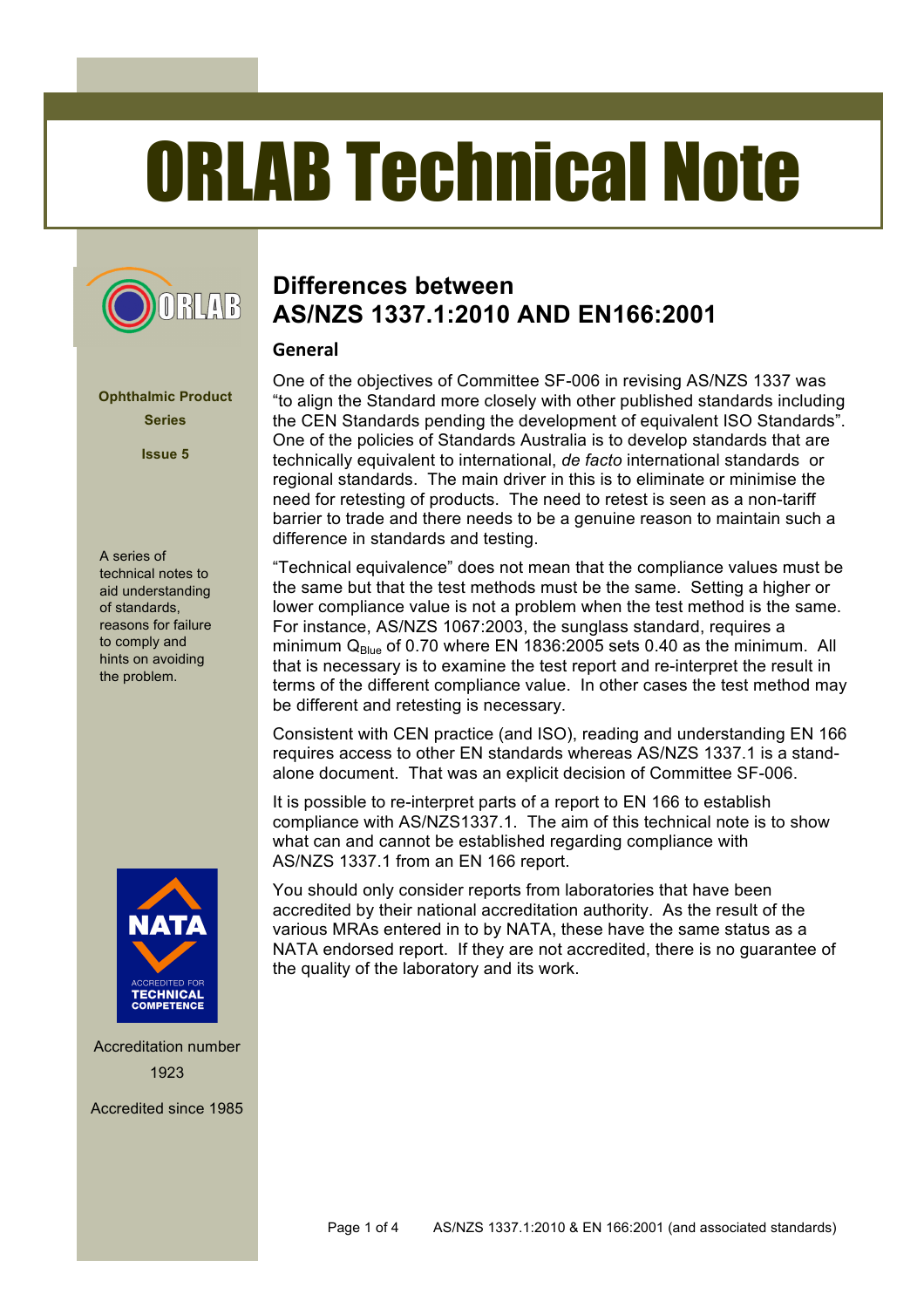# ORLAB Technical Note

**Ophthalmic Product Series**

**Issue 5**

A series of technical notes to aid understanding of standards, reasons for failure to comply and hints on avoiding the problem.

Accreditation number 1923

Accredited since 1985

## Differences between AS/NZS 1337.1:2010 AND EN166:2001

### General

One of the objectives of Committee SF-006 in revising AS/NZS 1337 was "to align the Standard more closely with other published standards including the CEN Standards pending the development of equivalent ISO Standards". One of the policies of Standards Australia is to develop standards that are technically equivalent to international, *de facto* international standards or regional standards. The main driver in this is to eliminate or minimise the need for retesting of products. The need to retest is seen as a non-tariff barrier to trade and there needs to be a genuine reason to maintain such a difference in standards and testing.

"Technical equivalence" does not mean that the compliance values must be the same but that the test methods must be the same. Setting a higher or lower compliance value is not a problem when the test method is the same. For instance, AS/NZS 1067:2003, the sunglass standard, requires a minimum $Q_{Blue}$ of 0.70 where EN 1836:2005 sets 0.40 as the minimum. All that is necessary is to examine the test report and re-interpret the result in terms of the different compliance value. In other cases the test method may be different and retesting is necessary.

Consistent with CEN practice (and ISO), reading and understanding EN 166 requires access to other EN standards whereas AS/NZS 1337.1 is a stand-alone document. That was an explicit decision of Committee SF-006.

It is possible to re-interpret parts of a report to EN 166 to establish compliance with AS/NZS1337.1. The aim of this technical note is to show what can and cannot be established regarding compliance with AS/NZS 1337.1 from an EN 166 report.

You should only consider reports from laboratories that have been accredited by their national accreditation authority. As the result of the various MRAs entered in to by NATA, these have the same status as a NATA endorsed report. If they are not accredited, there is no guarantee of the quality of the laboratory and its work.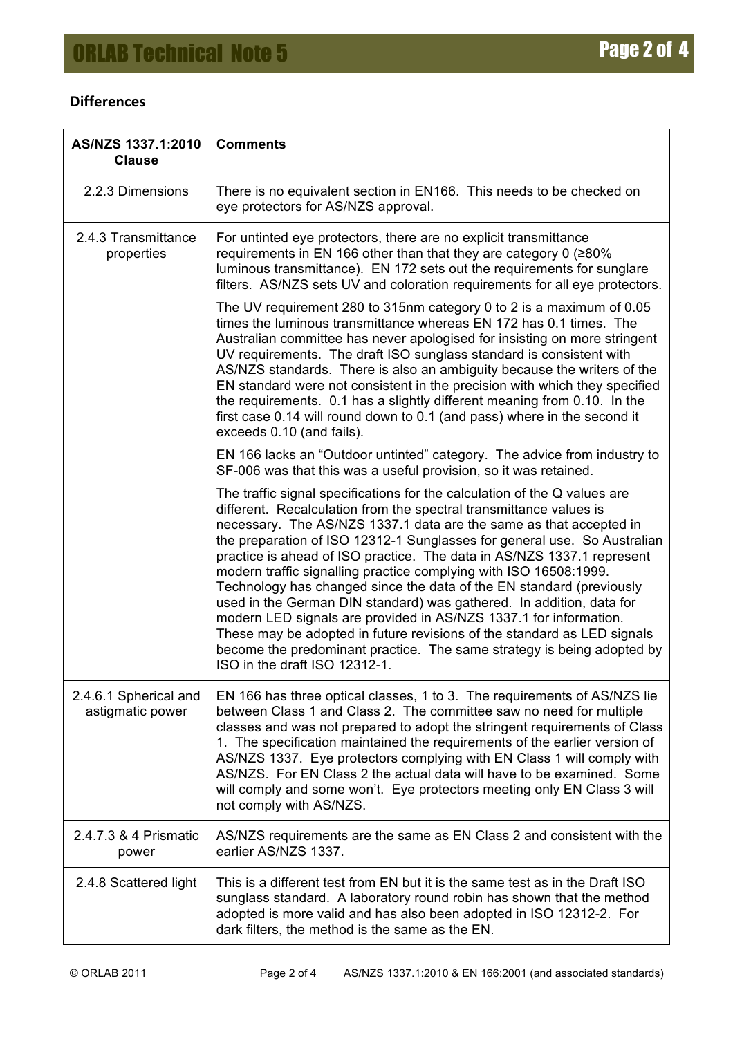## Differences

| AS/NZS 1337.1:2010 Clause | Comments |
|---|---|
| 2.2.3 Dimensions | There is no equivalent section in EN166. This needs to be checked on eye protectors for AS/NZS approval. |
| 2.4.3 Transmittance properties | For untinted eye protectors, there are no explicit transmittance requirements in EN 166 other than that they are category 0 (≥80% luminous transmittance). EN 172 sets out the requirements for sunglare filters. AS/NZS sets UV and coloration requirements for all eye protectors.<br><br>The UV requirement 280 to 315nm category 0 to 2 is a maximum of 0.05 times the luminous transmittance whereas EN 172 has 0.1 times. The Australian committee has never apologised for insisting on more stringent UV requirements. The draft ISO sunglass standard is consistent with AS/NZS standards. There is also an ambiguity because the writers of the EN standard were not consistent in the precision with which they specified the requirements. 0.1 has a slightly different meaning from 0.10. In the first case 0.14 will round down to 0.1 (and pass) where in the second it exceeds 0.10 (and fails).<br><br>EN 166 lacks an "Outdoor untinted" category. The advice from industry to SF-006 was that this was a useful provision, so it was retained.<br><br>The traffic signal specifications for the calculation of the Q values are different. Recalculation from the spectral transmittance values is necessary. The AS/NZS 1337.1 data are the same as that accepted in the preparation of ISO 12312-1 Sunglasses for general use. So Australian practice is ahead of ISO practice. The data in AS/NZS 1337.1 represent modern traffic signalling practice complying with ISO 16508:1999. Technology has changed since the data of the EN standard (previously used in the German DIN standard) was gathered. In addition, data for modern LED signals are provided in AS/NZS 1337.1 for information. These may be adopted in future revisions of the standard as LED signals become the predominant practice. The same strategy is being adopted by ISO in the draft ISO 12312-1. |
| 2.4.6.1 Spherical and astigmatic power | EN 166 has three optical classes, 1 to 3. The requirements of AS/NZS lie between Class 1 and Class 2. The committee saw no need for multiple classes and was not prepared to adopt the stringent requirements of Class 1. The specification maintained the requirements of the earlier version of AS/NZS 1337. Eye protectors complying with EN Class 1 will comply with AS/NZS. For EN Class 2 the actual data will have to be examined. Some will comply and some won't. Eye protectors meeting only EN Class 3 will not comply with AS/NZS. |
| 2.4.7.3 & 4 Prismatic power | AS/NZS requirements are the same as EN Class 2 and consistent with the earlier AS/NZS 1337. |
| 2.4.8 Scattered light | This is a different test from EN but it is the same test as in the Draft ISO sunglass standard. A laboratory round robin has shown that the method adopted is more valid and has also been adopted in ISO 12312-2. For dark filters, the method is the same as the EN. |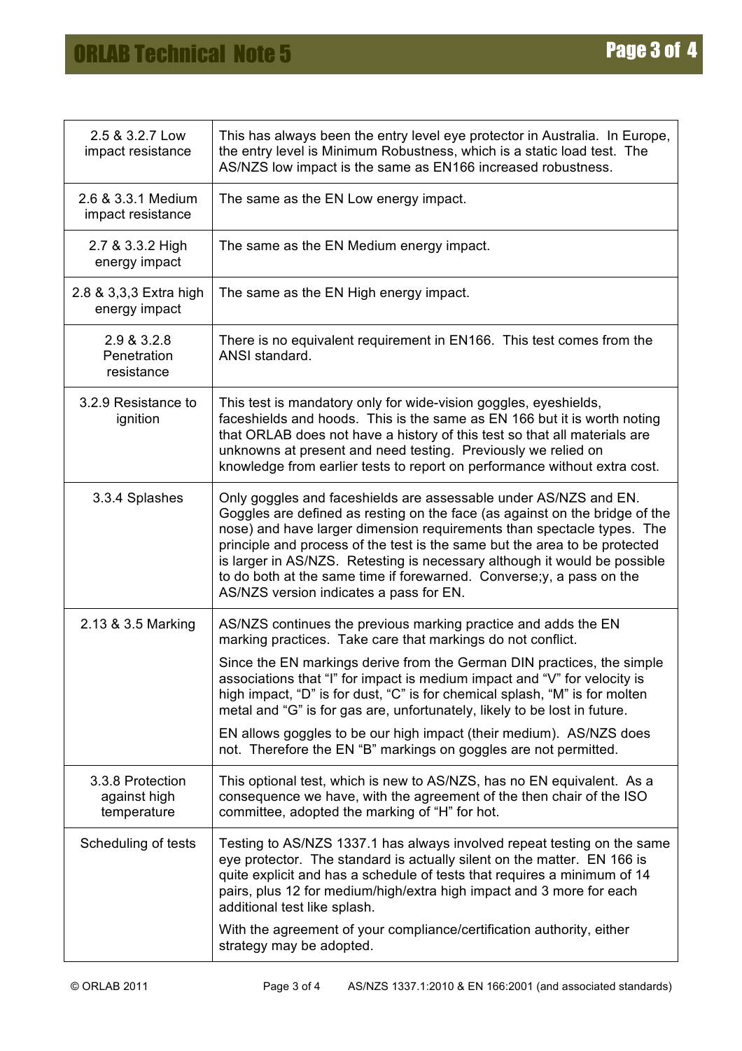| | |
|---|---|
| 2.5 & 3.2.7 Low impact resistance | This has always been the entry level eye protector in Australia. In Europe, the entry level is Minimum Robustness, which is a static load test. The AS/NZS low impact is the same as EN166 increased robustness. |
| 2.6 & 3.3.1 Medium impact resistance | The same as the EN Low energy impact. |
| 2.7 & 3.3.2 High energy impact | The same as the EN Medium energy impact. |
| 2.8 & 3,3,3 Extra high energy impact | The same as the EN High energy impact. |
| 2.9 & 3.2.8 Penetration resistance | There is no equivalent requirement in EN166. This test comes from the ANSI standard. |
| 3.2.9 Resistance to ignition | This test is mandatory only for wide-vision goggles, eyeshields, faceshields and hoods. This is the same as EN 166 but it is worth noting that ORLAB does not have a history of this test so that all materials are unknowns at present and need testing. Previously we relied on knowledge from earlier tests to report on performance without extra cost. |
| 3.3.4 Splashes | Only goggles and faceshields are assessable under AS/NZS and EN. Goggles are defined as resting on the face (as against on the bridge of the nose) and have larger dimension requirements than spectacle types. The principle and process of the test is the same but the area to be protected is larger in AS/NZS. Retesting is necessary although it would be possible to do both at the same time if forewarned. Converse;y, a pass on the AS/NZS version indicates a pass for EN. |
| 2.13 & 3.5 Marking | AS/NZS continues the previous marking practice and adds the EN marking practices. Take care that markings do not conflict.<br><br>Since the EN markings derive from the German DIN practices, the simple associations that "I" for impact is medium impact and "V" for velocity is high impact, "D" is for dust, "C" is for chemical splash, "M" is for molten metal and "G" is for gas are, unfortunately, likely to be lost in future.<br><br>EN allows goggles to be our high impact (their medium). AS/NZS does not. Therefore the EN "B" markings on goggles are not permitted. |
| 3.3.8 Protection against high temperature | This optional test, which is new to AS/NZS, has no EN equivalent. As a consequence we have, with the agreement of the then chair of the ISO committee, adopted the marking of "H" for hot. |
| Scheduling of tests | Testing to AS/NZS 1337.1 has always involved repeat testing on the same eye protector. The standard is actually silent on the matter. EN 166 is quite explicit and has a schedule of tests that requires a minimum of 14 pairs, plus 12 for medium/high/extra high impact and 3 more for each additional test like splash.<br><br>With the agreement of your compliance/certification authority, either strategy may be adopted. |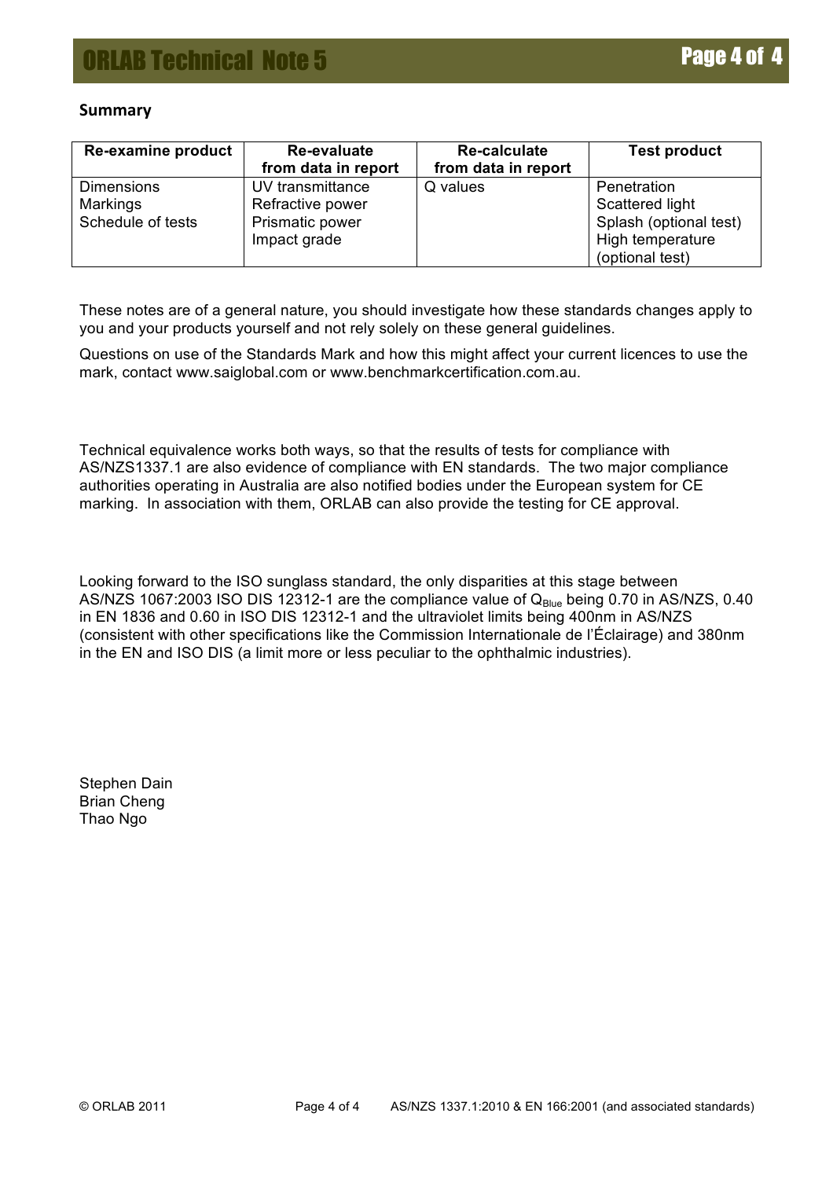## Summary

| Re-examine product | Re-evaluate from data in report | Re-calculate from data in report | Test product |
|---|---|---|---|
| Dimensions<br>Markings<br>Schedule of tests | UV transmittance<br>Refractive power<br>Prismatic power<br>Impact grade | Q values | Penetration<br>Scattered light<br>Splash (optional test)<br>High temperature (optional test) |

These notes are of a general nature, you should investigate how these standards changes apply to you and your products yourself and not rely solely on these general guidelines.

Questions on use of the Standards Mark and how this might affect your current licences to use the mark, contact www.saiglobal.com or www.benchmarkcertification.com.au.

Technical equivalence works both ways, so that the results of tests for compliance with AS/NZS1337.1 are also evidence of compliance with EN standards. The two major compliance authorities operating in Australia are also notified bodies under the European system for CE marking. In association with them, ORLAB can also provide the testing for CE approval.

Looking forward to the ISO sunglass standard, the only disparities at this stage between AS/NZS 1067:2003 ISO DIS 12312-1 are the compliance value of $Q_{Blue}$ being 0.70 in AS/NZS, 0.40 in EN 1836 and 0.60 in ISO DIS 12312-1 and the ultraviolet limits being 400nm in AS/NZS (consistent with other specifications like the Commission Internationale de l'Éclairage) and 380nm in the EN and ISO DIS (a limit more or less peculiar to the ophthalmic industries).

Stephen Dain
Brian Cheng
Thao Ngo